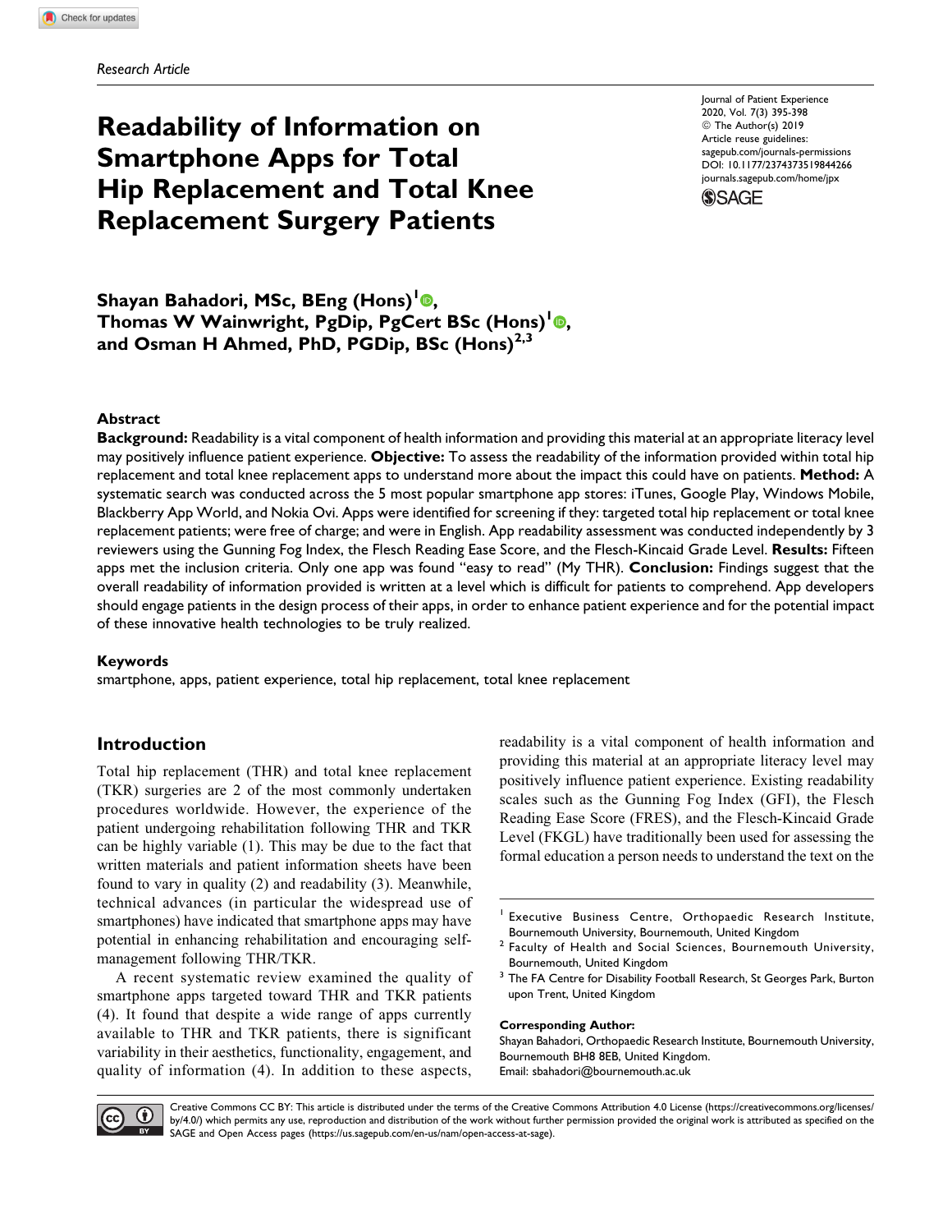*Research Article*

# Readability of Information on Smartphone Apps for Total Hip Replacement and Total Knee Replacement Surgery Patients

**Shayan Bahadori, MSc, BEng (Hons)[1], Thomas W Wainwright, PgDip, PgCert BSc (Hons)[1], and Osman H Ahmed, PhD, PGDip, BSc (Hons)[2,3]**

## Abstract

**Background:** Readability is a vital component of health information and providing this material at an appropriate literacy level may positively influence patient experience. **Objective:** To assess the readability of the information provided within total hip replacement and total knee replacement apps to understand more about the impact this could have on patients. **Method:** A systematic search was conducted across the 5 most popular smartphone app stores: iTunes, Google Play, Windows Mobile, Blackberry App World, and Nokia Ovi. Apps were identified for screening if they: targeted total hip replacement or total knee replacement patients; were free of charge; and were in English. App readability assessment was conducted independently by 3 reviewers using the Gunning Fog Index, the Flesch Reading Ease Score, and the Flesch-Kincaid Grade Level. **Results:** Fifteen apps met the inclusion criteria. Only one app was found "easy to read" (My THR). **Conclusion:** Findings suggest that the overall readability of information provided is written at a level which is difficult for patients to comprehend. App developers should engage patients in the design process of their apps, in order to enhance patient experience and for the potential impact of these innovative health technologies to be truly realized.

### Keywords

smartphone, apps, patient experience, total hip replacement, total knee replacement

## Introduction

Total hip replacement (THR) and total knee replacement (TKR) surgeries are 2 of the most commonly undertaken procedures worldwide. However, the experience of the patient undergoing rehabilitation following THR and TKR can be highly variable (1). This may be due to the fact that written materials and patient information sheets have been found to vary in quality (2) and readability (3). Meanwhile, technical advances (in particular the widespread use of smartphones) have indicated that smartphone apps may have potential in enhancing rehabilitation and encouraging self-management following THR/TKR.

A recent systematic review examined the quality of smartphone apps targeted toward THR and TKR patients (4). It found that despite a wide range of apps currently available to THR and TKR patients, there is significant variability in their aesthetics, functionality, engagement, and quality of information (4). In addition to these aspects, readability is a vital component of health information and providing this material at an appropriate literacy level may positively influence patient experience. Existing readability scales such as the Gunning Fog Index (GFI), the Flesch Reading Ease Score (FRES), and the Flesch-Kincaid Grade Level (FKGL) have traditionally been used for assessing the formal education a person needs to understand the text on the

---

[1] Executive Business Centre, Orthopaedic Research Institute, Bournemouth University, Bournemouth, United Kingdom

[2] Faculty of Health and Social Sciences, Bournemouth University, Bournemouth, United Kingdom

[3] The FA Centre for Disability Football Research, St Georges Park, Burton upon Trent, United Kingdom

**Corresponding Author:**
Shayan Bahadori, Orthopaedic Research Institute, Bournemouth University, Bournemouth BH8 8EB, United Kingdom.
Email: sbahadori@bournemouth.ac.uk

Creative Commons CC BY: This article is distributed under the terms of the Creative Commons Attribution 4.0 License (https://creativecommons.org/licenses/by/4.0/) which permits any use, reproduction and distribution of the work without further permission provided the original work is attributed as specified on the SAGE and Open Access pages (https://us.sagepub.com/en-us/nam/open-access-at-sage).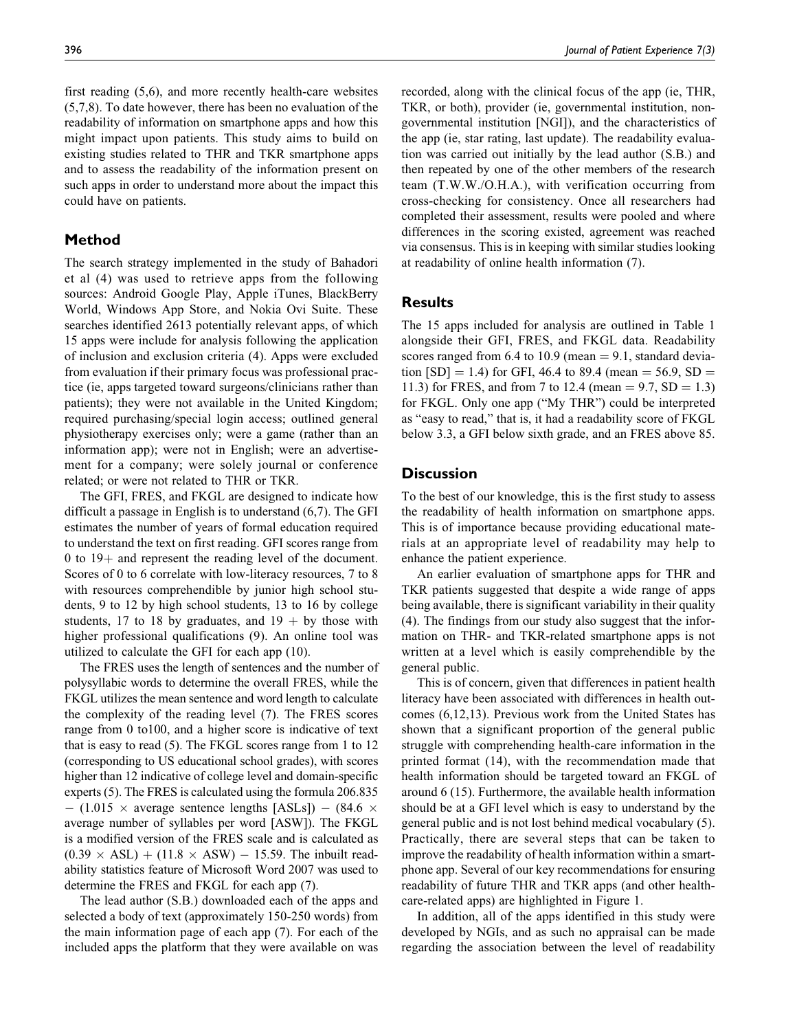first reading (5,6), and more recently health-care websites (5,7,8). To date however, there has been no evaluation of the readability of information on smartphone apps and how this might impact upon patients. This study aims to build on existing studies related to THR and TKR smartphone apps and to assess the readability of the information present on such apps in order to understand more about the impact this could have on patients.

## Method

The search strategy implemented in the study of Bahadori et al (4) was used to retrieve apps from the following sources: Android Google Play, Apple iTunes, BlackBerry World, Windows App Store, and Nokia Ovi Suite. These searches identified 2613 potentially relevant apps, of which 15 apps were include for analysis following the application of inclusion and exclusion criteria (4). Apps were excluded from evaluation if their primary focus was professional practice (ie, apps targeted toward surgeons/clinicians rather than patients); they were not available in the United Kingdom; required purchasing/special login access; outlined general physiotherapy exercises only; were a game (rather than an information app); were not in English; were an advertisement for a company; were solely journal or conference related; or were not related to THR or TKR.

The GFI, FRES, and FKGL are designed to indicate how difficult a passage in English is to understand (6,7). The GFI estimates the number of years of formal education required to understand the text on first reading. GFI scores range from 0 to 19+ and represent the reading level of the document. Scores of 0 to 6 correlate with low-literacy resources, 7 to 8 with resources comprehendible by junior high school students, 9 to 12 by high school students, 13 to 16 by college students, 17 to 18 by graduates, and 19 + by those with higher professional qualifications (9). An online tool was utilized to calculate the GFI for each app (10).

The FRES uses the length of sentences and the number of polysyllabic words to determine the overall FRES, while the FKGL utilizes the mean sentence and word length to calculate the complexity of the reading level (7). The FRES scores range from 0 to100, and a higher score is indicative of text that is easy to read (5). The FKGL scores range from 1 to 12 (corresponding to US educational school grades), with scores higher than 12 indicative of college level and domain-specific experts (5). The FRES is calculated using the formula $206.835 - (1.015 \times \text{average sentence lengths [ASLs]}) - (84.6 \times \text{average number of syllables per word [ASW]})$. The FKGL is a modified version of the FRES scale and is calculated as $(0.39 \times \text{ASL}) + (11.8 \times \text{ASW}) - 15.59$. The inbuilt readability statistics feature of Microsoft Word 2007 was used to determine the FRES and FKGL for each app (7).

The lead author (S.B.) downloaded each of the apps and selected a body of text (approximately 150-250 words) from the main information page of each app (7). For each of the included apps the platform that they were available on was recorded, along with the clinical focus of the app (ie, THR, TKR, or both), provider (ie, governmental institution, non-governmental institution [NGI]), and the characteristics of the app (ie, star rating, last update). The readability evaluation was carried out initially by the lead author (S.B.) and then repeated by one of the other members of the research team (T.W.W./O.H.A.), with verification occurring from cross-checking for consistency. Once all researchers had completed their assessment, results were pooled and where differences in the scoring existed, agreement was reached via consensus. This is in keeping with similar studies looking at readability of online health information (7).

## Results

The 15 apps included for analysis are outlined in Table 1 alongside their GFI, FRES, and FKGL data. Readability scores ranged from 6.4 to 10.9 (mean = 9.1, standard deviation [SD] = 1.4) for GFI, 46.4 to 89.4 (mean = 56.9, SD = 11.3) for FRES, and from 7 to 12.4 (mean = 9.7, SD = 1.3) for FKGL. Only one app ("My THR") could be interpreted as "easy to read," that is, it had a readability score of FKGL below 3.3, a GFI below sixth grade, and an FRES above 85.

## Discussion

To the best of our knowledge, this is the first study to assess the readability of health information on smartphone apps. This is of importance because providing educational materials at an appropriate level of readability may help to enhance the patient experience.

An earlier evaluation of smartphone apps for THR and TKR patients suggested that despite a wide range of apps being available, there is significant variability in their quality (4). The findings from our study also suggest that the information on THR- and TKR-related smartphone apps is not written at a level which is easily comprehendible by the general public.

This is of concern, given that differences in patient health literacy have been associated with differences in health outcomes (6,12,13). Previous work from the United States has shown that a significant proportion of the general public struggle with comprehending health-care information in the printed format (14), with the recommendation made that health information should be targeted toward an FKGL of around 6 (15). Furthermore, the available health information should be at a GFI level which is easy to understand by the general public and is not lost behind medical vocabulary (5). Practically, there are several steps that can be taken to improve the readability of health information within a smartphone app. Several of our key recommendations for ensuring readability of future THR and TKR apps (and other health-care-related apps) are highlighted in Figure 1.

In addition, all of the apps identified in this study were developed by NGIs, and as such no appraisal can be made regarding the association between the level of readability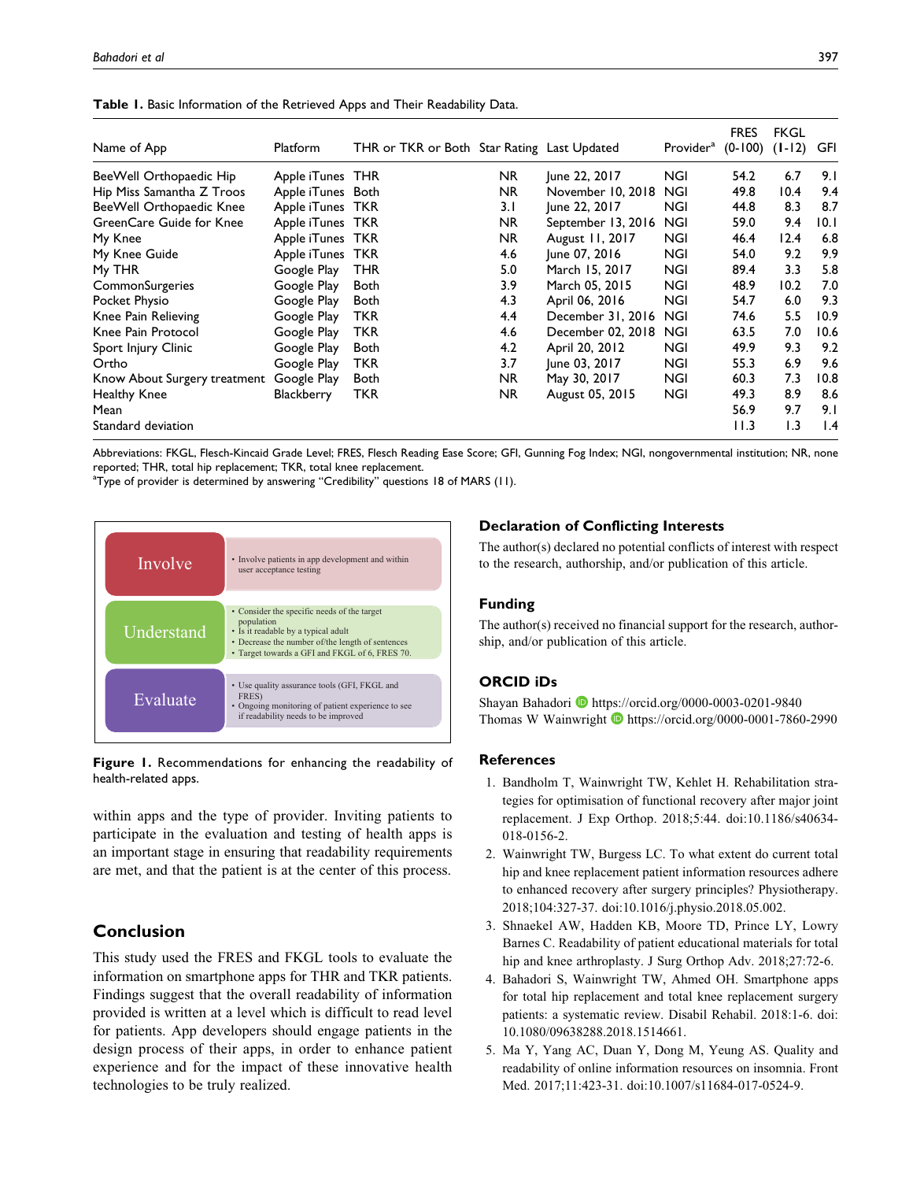**Table 1.** Basic Information of the Retrieved Apps and Their Readability Data.

| Name of App | Platform | THR or TKR or Both | Star Rating | Last Updated | Provider[a] | FRES (0-100) | FKGL (1-12) | GFI |
|---|---|---|---|---|---|---|---|---|
| BeeWell Orthopaedic Hip | Apple iTunes | THR | NR | June 22, 2017 | NGI | 54.2 | 6.7 | 9.1 |
| Hip Miss Samantha Z Troos | Apple iTunes | Both | NR | November 10, 2018 | NGI | 49.8 | 10.4 | 9.4 |
| BeeWell Orthopaedic Knee | Apple iTunes | TKR | 3.1 | June 22, 2017 | NGI | 44.8 | 8.3 | 8.7 |
| GreenCare Guide for Knee | Apple iTunes | TKR | NR | September 13, 2016 | NGI | 59.0 | 9.4 | 10.1 |
| My Knee | Apple iTunes | TKR | NR | August 11, 2017 | NGI | 46.4 | 12.4 | 6.8 |
| My Knee Guide | Apple iTunes | TKR | 4.6 | June 07, 2016 | NGI | 54.0 | 9.2 | 9.9 |
| My THR | Google Play | THR | 5.0 | March 15, 2017 | NGI | 89.4 | 3.3 | 5.8 |
| CommonSurgeries | Google Play | Both | 3.9 | March 05, 2015 | NGI | 48.9 | 10.2 | 7.0 |
| Pocket Physio | Google Play | Both | 4.3 | April 06, 2016 | NGI | 54.7 | 6.0 | 9.3 |
| Knee Pain Relieving | Google Play | TKR | 4.4 | December 31, 2016 | NGI | 74.6 | 5.5 | 10.9 |
| Knee Pain Protocol | Google Play | TKR | 4.6 | December 02, 2018 | NGI | 63.5 | 7.0 | 10.6 |
| Sport Injury Clinic | Google Play | Both | 4.2 | April 20, 2012 | NGI | 49.9 | 9.3 | 9.2 |
| Ortho | Google Play | TKR | 3.7 | June 03, 2017 | NGI | 55.3 | 6.9 | 9.6 |
| Know About Surgery treatment | Google Play | Both | NR | May 30, 2017 | NGI | 60.3 | 7.3 | 10.8 |
| Healthy Knee | Blackberry | TKR | NR | August 05, 2015 | NGI | 49.3 | 8.9 | 8.6 |
| Mean | | | | | | 56.9 | 9.7 | 9.1 |
| Standard deviation | | | | | | 11.3 | 1.3 | 1.4 |

Abbreviations: FKGL, Flesch-Kincaid Grade Level; FRES, Flesch Reading Ease Score; GFI, Gunning Fog Index; NGI, nongovernmental institution; NR, none reported; THR, total hip replacement; TKR, total knee replacement.
[a]Type of provider is determined by answering "Credibility" questions 18 of MARS (11).

**Involve**
- Involve patients in app development and within user acceptance testing

**Understand**
- Consider the specific needs of the target population
- Is it readable by a typical adult
- Decrease the number of/the length of sentences
- Target towards a GFI and FKGL of 6, FRES 70.

**Evaluate**
- Use quality assurance tools (GFI, FKGL and FRES)
- Ongoing monitoring of patient experience to see if readability needs to be improved

**Figure 1.** Recommendations for enhancing the readability of health-related apps.

within apps and the type of provider. Inviting patients to participate in the evaluation and testing of health apps is an important stage in ensuring that readability requirements are met, and that the patient is at the center of this process.

## Conclusion

This study used the FRES and FKGL tools to evaluate the information on smartphone apps for THR and TKR patients. Findings suggest that the overall readability of information provided is written at a level which is difficult to read level for patients. App developers should engage patients in the design process of their apps, in order to enhance patient experience and for the impact of these innovative health technologies to be truly realized.

## Declaration of Conflicting Interests

The author(s) declared no potential conflicts of interest with respect to the research, authorship, and/or publication of this article.

## Funding

The author(s) received no financial support for the research, authorship, and/or publication of this article.

## ORCID iDs

Shayan Bahadori https://orcid.org/0000-0003-0201-9840
Thomas W Wainwright https://orcid.org/0000-0001-7860-2990

## References

1. Bandholm T, Wainwright TW, Kehlet H. Rehabilitation strategies for optimisation of functional recovery after major joint replacement. J Exp Orthop. 2018;5:44. doi:10.1186/s40634-018-0156-2.
2. Wainwright TW, Burgess LC. To what extent do current total hip and knee replacement patient information resources adhere to enhanced recovery after surgery principles? Physiotherapy. 2018;104:327-37. doi:10.1016/j.physio.2018.05.002.
3. Shnaekel AW, Hadden KB, Moore TD, Prince LY, Lowry Barnes C. Readability of patient educational materials for total hip and knee arthroplasty. J Surg Orthop Adv. 2018;27:72-6.
4. Bahadori S, Wainwright TW, Ahmed OH. Smartphone apps for total hip replacement and total knee replacement surgery patients: a systematic review. Disabil Rehabil. 2018:1-6. doi:10.1080/09638288.2018.1514661.
5. Ma Y, Yang AC, Duan Y, Dong M, Yeung AS. Quality and readability of online information resources on insomnia. Front Med. 2017;11:423-31. doi:10.1007/s11684-017-0524-9.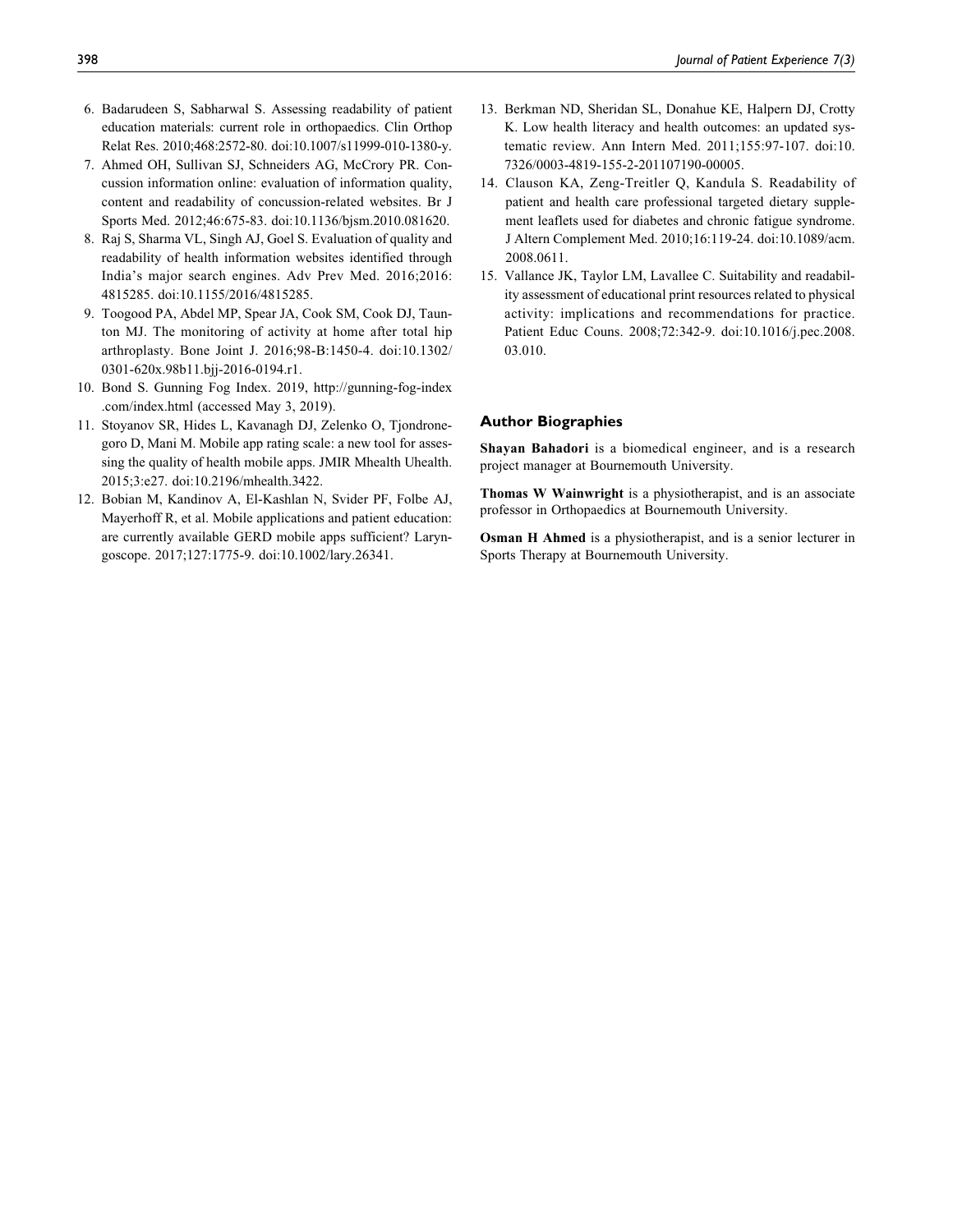6. Badarudeen S, Sabharwal S. Assessing readability of patient education materials: current role in orthopaedics. Clin Orthop Relat Res. 2010;468:2572-80. doi:10.1007/s11999-010-1380-y.
7. Ahmed OH, Sullivan SJ, Schneiders AG, McCrory PR. Concussion information online: evaluation of information quality, content and readability of concussion-related websites. Br J Sports Med. 2012;46:675-83. doi:10.1136/bjsm.2010.081620.
8. Raj S, Sharma VL, Singh AJ, Goel S. Evaluation of quality and readability of health information websites identified through India's major search engines. Adv Prev Med. 2016;2016: 4815285. doi:10.1155/2016/4815285.
9. Toogood PA, Abdel MP, Spear JA, Cook SM, Cook DJ, Taunton MJ. The monitoring of activity at home after total hip arthroplasty. Bone Joint J. 2016;98-B:1450-4. doi:10.1302/0301-620x.98b11.bjj-2016-0194.r1.
10. Bond S. Gunning Fog Index. 2019, http://gunning-fog-index.com/index.html (accessed May 3, 2019).
11. Stoyanov SR, Hides L, Kavanagh DJ, Zelenko O, Tjondronegoro D, Mani M. Mobile app rating scale: a new tool for assessing the quality of health mobile apps. JMIR Mhealth Uhealth. 2015;3:e27. doi:10.2196/mhealth.3422.
12. Bobian M, Kandinov A, El-Kashlan N, Svider PF, Folbe AJ, Mayerhoff R, et al. Mobile applications and patient education: are currently available GERD mobile apps sufficient? Laryngoscope. 2017;127:1775-9. doi:10.1002/lary.26341.
13. Berkman ND, Sheridan SL, Donahue KE, Halpern DJ, Crotty K. Low health literacy and health outcomes: an updated systematic review. Ann Intern Med. 2011;155:97-107. doi:10.7326/0003-4819-155-2-201107190-00005.
14. Clauson KA, Zeng-Treitler Q, Kandula S. Readability of patient and health care professional targeted dietary supplement leaflets used for diabetes and chronic fatigue syndrome. J Altern Complement Med. 2010;16:119-24. doi:10.1089/acm.2008.0611.
15. Vallance JK, Taylor LM, Lavallee C. Suitability and readability assessment of educational print resources related to physical activity: implications and recommendations for practice. Patient Educ Couns. 2008;72:342-9. doi:10.1016/j.pec.2008.03.010.

## Author Biographies

**Shayan Bahadori** is a biomedical engineer, and is a research project manager at Bournemouth University.

**Thomas W Wainwright** is a physiotherapist, and is an associate professor in Orthopaedics at Bournemouth University.

**Osman H Ahmed** is a physiotherapist, and is a senior lecturer in Sports Therapy at Bournemouth University.